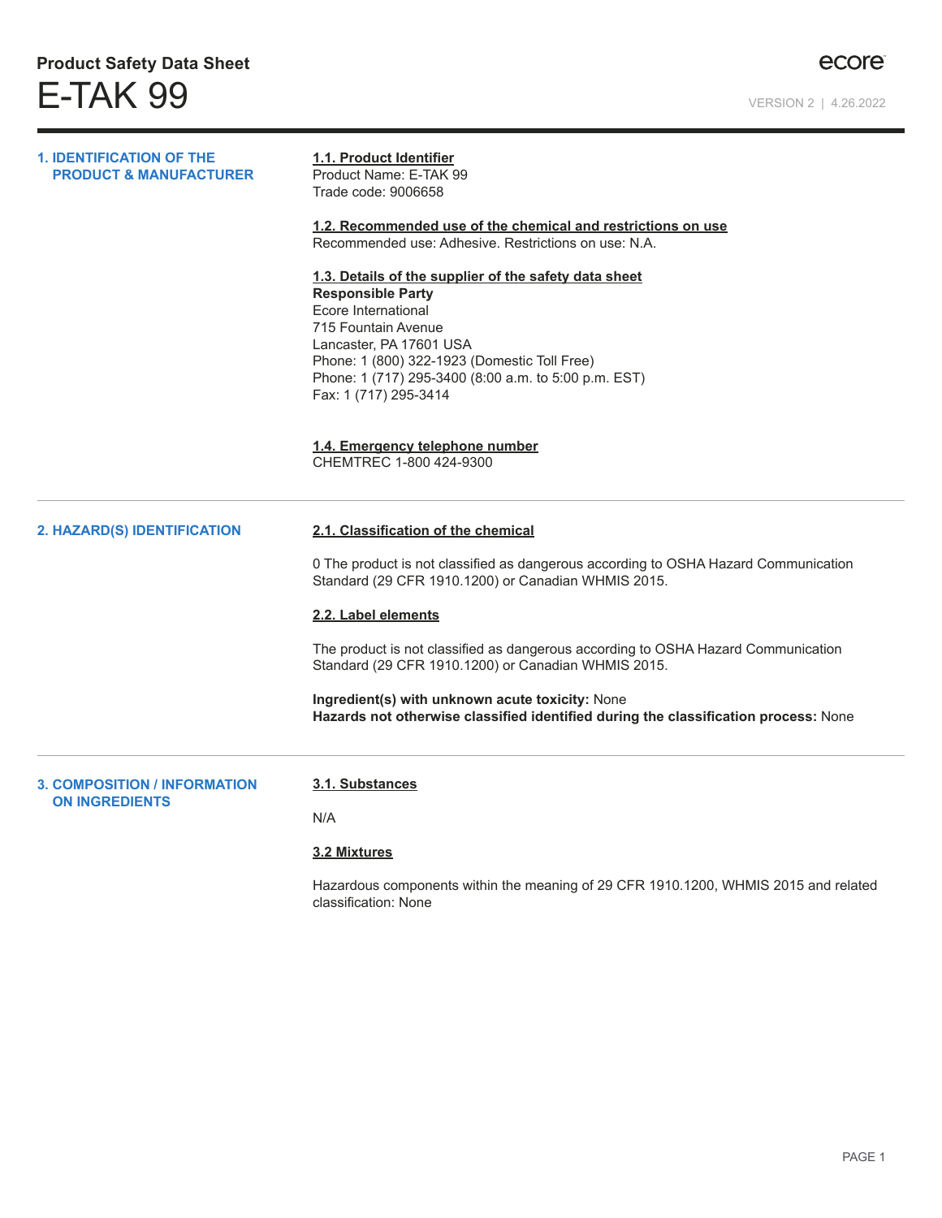# Product Safety Data Sheet

# E-TAK 99

ecore

VERSION 2 | 4.26.2022

## 1. IDENTIFICATION OF THE PRODUCT & MANUFACTURER

**1.1. Product Identifier**
Product Name: E-TAK 99
Trade code: 9006658

**1.2. Recommended use of the chemical and restrictions on use**
Recommended use: Adhesive. Restrictions on use: N.A.

**1.3. Details of the supplier of the safety data sheet**
**Responsible Party**
Ecore International
715 Fountain Avenue
Lancaster, PA 17601 USA
Phone: 1 (800) 322-1923 (Domestic Toll Free)
Phone: 1 (717) 295-3400 (8:00 a.m. to 5:00 p.m. EST)
Fax: 1 (717) 295-3414

**1.4. Emergency telephone number**
CHEMTREC 1-800 424-9300

## 2. HAZARD(S) IDENTIFICATION

**2.1. Classification of the chemical**

0 The product is not classified as dangerous according to OSHA Hazard Communication Standard (29 CFR 1910.1200) or Canadian WHMIS 2015.

**2.2. Label elements**

The product is not classified as dangerous according to OSHA Hazard Communication Standard (29 CFR 1910.1200) or Canadian WHMIS 2015.

**Ingredient(s) with unknown acute toxicity:** None
**Hazards not otherwise classified identified during the classification process:** None

## 3. COMPOSITION / INFORMATION ON INGREDIENTS

**3.1. Substances**

N/A

**3.2 Mixtures**

Hazardous components within the meaning of 29 CFR 1910.1200, WHMIS 2015 and related classification: None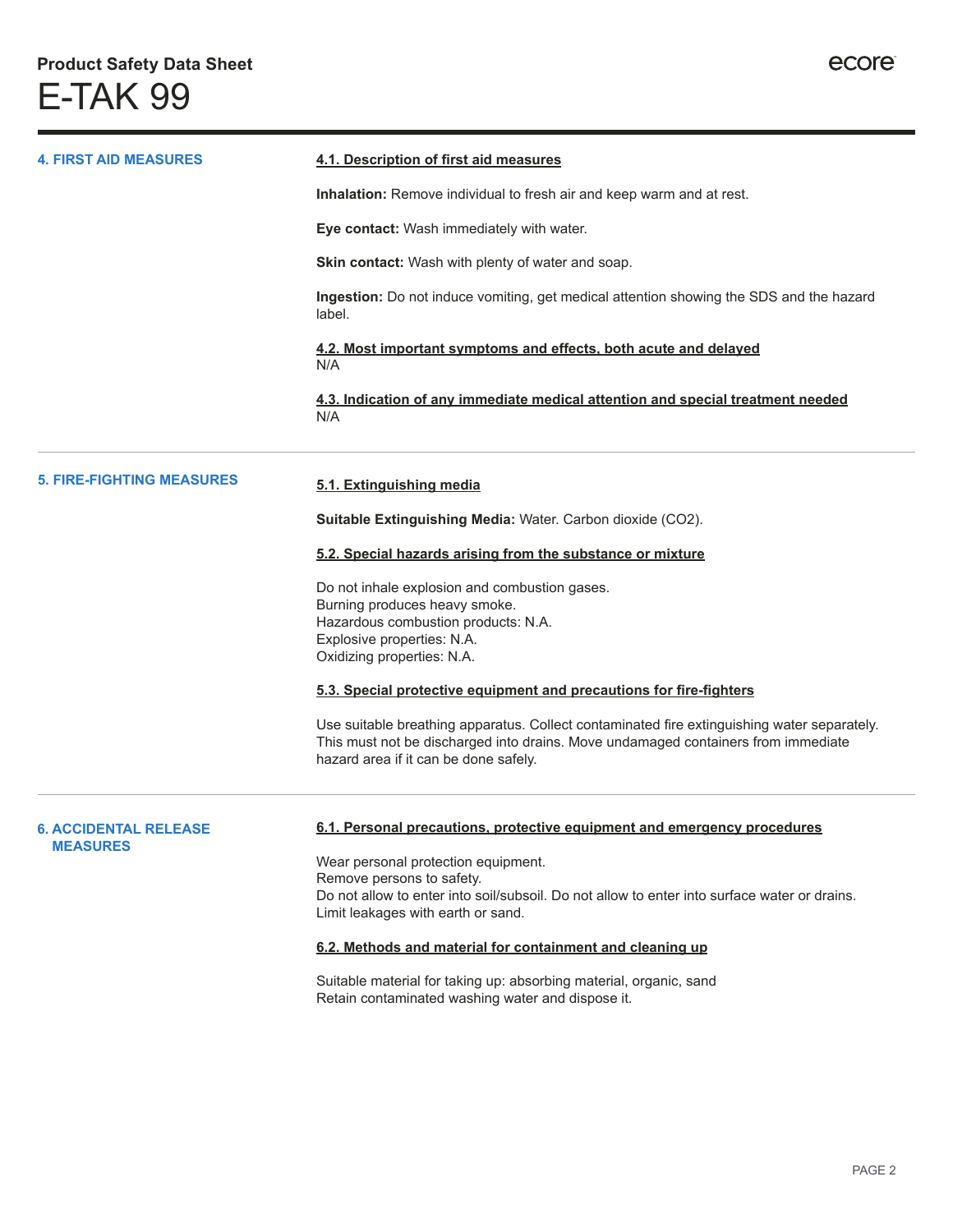## 4. FIRST AID MEASURES

### 4.1. Description of first aid measures

**Inhalation:** Remove individual to fresh air and keep warm and at rest.

**Eye contact:** Wash immediately with water.

**Skin contact:** Wash with plenty of water and soap.

**Ingestion:** Do not induce vomiting, get medical attention showing the SDS and the hazard label.

### 4.2. Most important symptoms and effects, both acute and delayed

N/A

### 4.3. Indication of any immediate medical attention and special treatment needed

N/A

## 5. FIRE-FIGHTING MEASURES

### 5.1. Extinguishing media

**Suitable Extinguishing Media:** Water. Carbon dioxide ($CO_2$).

### 5.2. Special hazards arising from the substance or mixture

Do not inhale explosion and combustion gases.
Burning produces heavy smoke.
Hazardous combustion products: N.A.
Explosive properties: N.A.
Oxidizing properties: N.A.

### 5.3. Special protective equipment and precautions for fire-fighters

Use suitable breathing apparatus. Collect contaminated fire extinguishing water separately. This must not be discharged into drains. Move undamaged containers from immediate hazard area if it can be done safely.

## 6. ACCIDENTAL RELEASE MEASURES

### 6.1. Personal precautions, protective equipment and emergency procedures

Wear personal protection equipment.
Remove persons to safety.
Do not allow to enter into soil/subsoil. Do not allow to enter into surface water or drains.
Limit leakages with earth or sand.

### 6.2. Methods and material for containment and cleaning up

Suitable material for taking up: absorbing material, organic, sand
Retain contaminated washing water and dispose it.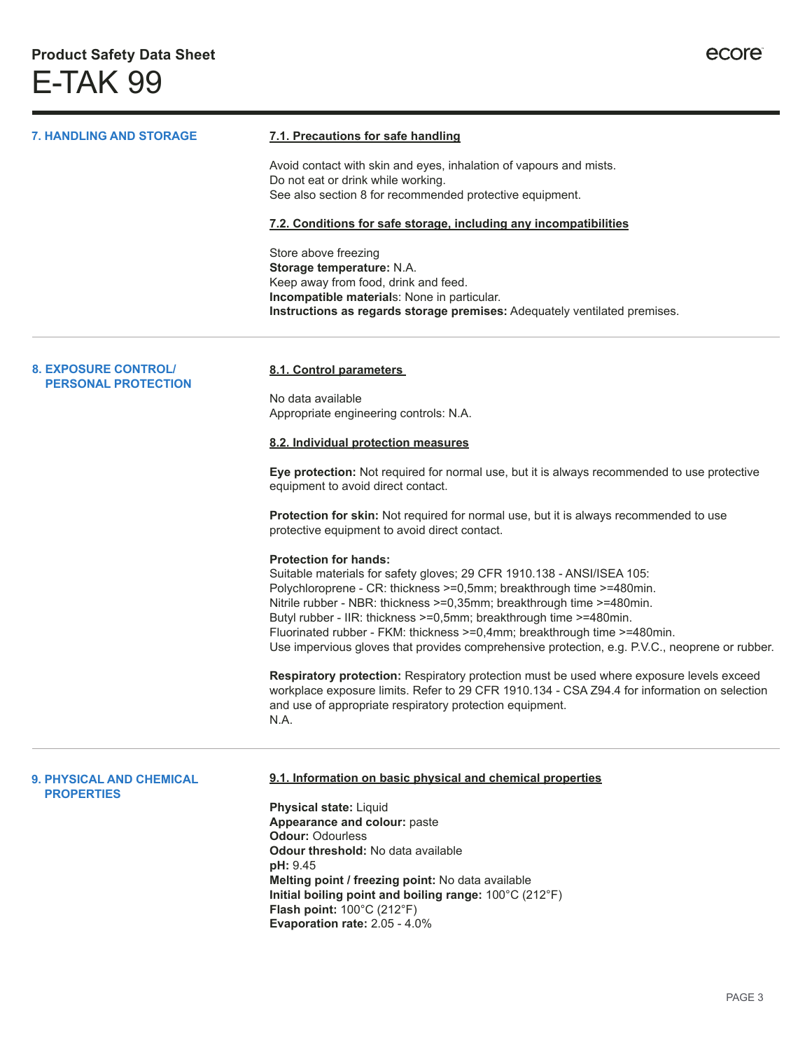## 7. HANDLING AND STORAGE

### 7.1. Precautions for safe handling

Avoid contact with skin and eyes, inhalation of vapours and mists.
Do not eat or drink while working.
See also section 8 for recommended protective equipment.

### 7.2. Conditions for safe storage, including any incompatibilities

Store above freezing
**Storage temperature:** N.A.
Keep away from food, drink and feed.
**Incompatible materials**: None in particular.
**Instructions as regards storage premises:** Adequately ventilated premises.

## 8. EXPOSURE CONTROL/ PERSONAL PROTECTION

### 8.1. Control parameters

No data available
Appropriate engineering controls: N.A.

### 8.2. Individual protection measures

**Eye protection:** Not required for normal use, but it is always recommended to use protective equipment to avoid direct contact.

**Protection for skin:** Not required for normal use, but it is always recommended to use protective equipment to avoid direct contact.

**Protection for hands:**
Suitable materials for safety gloves; 29 CFR 1910.138 - ANSI/ISEA 105:
Polychloroprene - CR: thickness >=0,5mm; breakthrough time >=480min.
Nitrile rubber - NBR: thickness >=0,35mm; breakthrough time >=480min.
Butyl rubber - IIR: thickness >=0,5mm; breakthrough time >=480min.
Fluorinated rubber - FKM: thickness >=0,4mm; breakthrough time >=480min.
Use impervious gloves that provides comprehensive protection, e.g. P.V.C., neoprene or rubber.

**Respiratory protection:** Respiratory protection must be used where exposure levels exceed workplace exposure limits. Refer to 29 CFR 1910.134 - CSA Z94.4 for information on selection and use of appropriate respiratory protection equipment.
N.A.

## 9. PHYSICAL AND CHEMICAL PROPERTIES

### 9.1. Information on basic physical and chemical properties

**Physical state:** Liquid
**Appearance and colour:** paste
**Odour:** Odourless
**Odour threshold:** No data available
**pH:** 9.45
**Melting point / freezing point:** No data available
**Initial boiling point and boiling range:** 100°C (212°F)
**Flash point:** 100°C (212°F)
**Evaporation rate:** 2.05 - 4.0%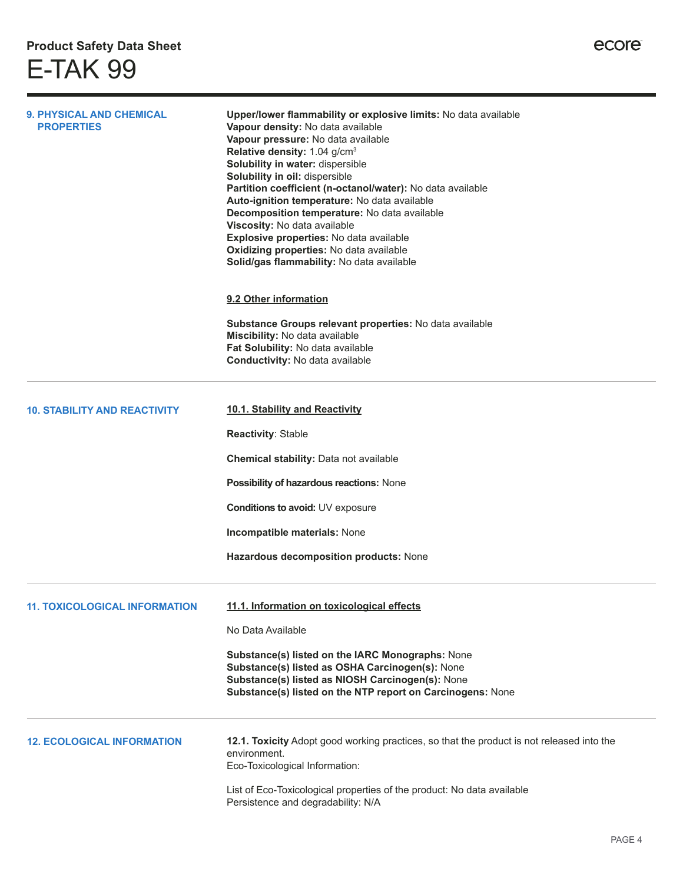## 9. PHYSICAL AND CHEMICAL PROPERTIES

**Upper/lower flammability or explosive limits:** No data available
**Vapour density:** No data available
**Vapour pressure:** No data available
**Relative density:** 1.04 g/cm$^3$
**Solubility in water:** dispersible
**Solubility in oil:** dispersible
**Partition coefficient (n-octanol/water):** No data available
**Auto-ignition temperature:** No data available
**Decomposition temperature:** No data available
**Viscosity:** No data available
**Explosive properties:** No data available
**Oxidizing properties:** No data available
**Solid/gas flammability:** No data available

### 9.2 Other information

**Substance Groups relevant properties:** No data available
**Miscibility:** No data available
**Fat Solubility:** No data available
**Conductivity:** No data available

## 10. STABILITY AND REACTIVITY

### 10.1. Stability and Reactivity

**Reactivity**: Stable

**Chemical stability:** Data not available

**Possibility of hazardous reactions:** None

**Conditions to avoid:** UV exposure

**Incompatible materials:** None

**Hazardous decomposition products:** None

## 11. TOXICOLOGICAL INFORMATION

### 11.1. Information on toxicological effects

No Data Available

**Substance(s) listed on the IARC Monographs:** None
**Substance(s) listed as OSHA Carcinogen(s):** None
**Substance(s) listed as NIOSH Carcinogen(s):** None
**Substance(s) listed on the NTP report on Carcinogens:** None

## 12. ECOLOGICAL INFORMATION

**12.1. Toxicity** Adopt good working practices, so that the product is not released into the environment.
Eco-Toxicological Information:

List of Eco-Toxicological properties of the product: No data available
Persistence and degradability: N/A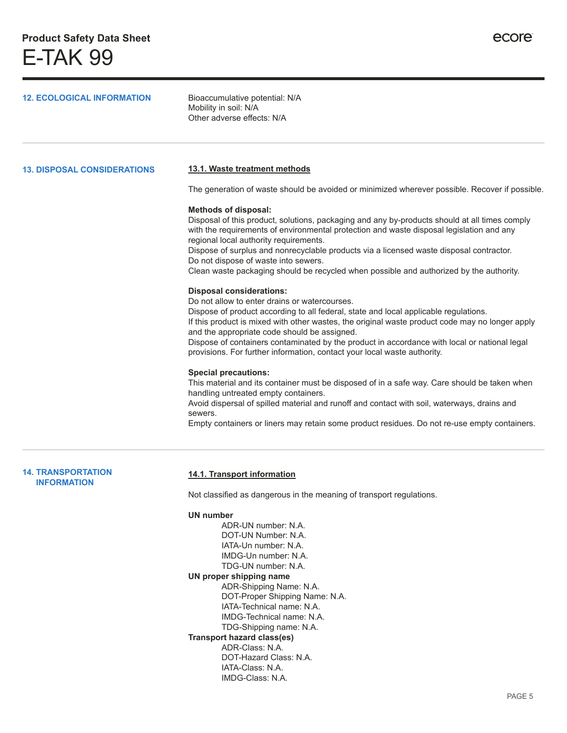## 12. ECOLOGICAL INFORMATION

Bioaccumulative potential: N/A
Mobility in soil: N/A
Other adverse effects: N/A

## 13. DISPOSAL CONSIDERATIONS

### 13.1. Waste treatment methods

The generation of waste should be avoided or minimized wherever possible. Recover if possible.

**Methods of disposal:**
Disposal of this product, solutions, packaging and any by-products should at all times comply with the requirements of environmental protection and waste disposal legislation and any regional local authority requirements.
Dispose of surplus and nonrecyclable products via a licensed waste disposal contractor.
Do not dispose of waste into sewers.
Clean waste packaging should be recycled when possible and authorized by the authority.

**Disposal considerations:**
Do not allow to enter drains or watercourses.
Dispose of product according to all federal, state and local applicable regulations.
If this product is mixed with other wastes, the original waste product code may no longer apply and the appropriate code should be assigned.
Dispose of containers contaminated by the product in accordance with local or national legal provisions. For further information, contact your local waste authority.

**Special precautions:**
This material and its container must be disposed of in a safe way. Care should be taken when handling untreated empty containers.
Avoid dispersal of spilled material and runoff and contact with soil, waterways, drains and sewers.
Empty containers or liners may retain some product residues. Do not re-use empty containers.

## 14. TRANSPORTATION INFORMATION

### 14.1. Transport information

Not classified as dangerous in the meaning of transport regulations.

**UN number**
- ADR-UN number: N.A.
- DOT-UN Number: N.A.
- IATA-Un number: N.A.
- IMDG-Un number: N.A.
- TDG-UN number: N.A.

**UN proper shipping name**
- ADR-Shipping Name: N.A.
- DOT-Proper Shipping Name: N.A.
- IATA-Technical name: N.A.
- IMDG-Technical name: N.A.
- TDG-Shipping name: N.A.

**Transport hazard class(es)**
- ADR-Class: N.A.
- DOT-Hazard Class: N.A.
- IATA-Class: N.A.
- IMDG-Class: N.A.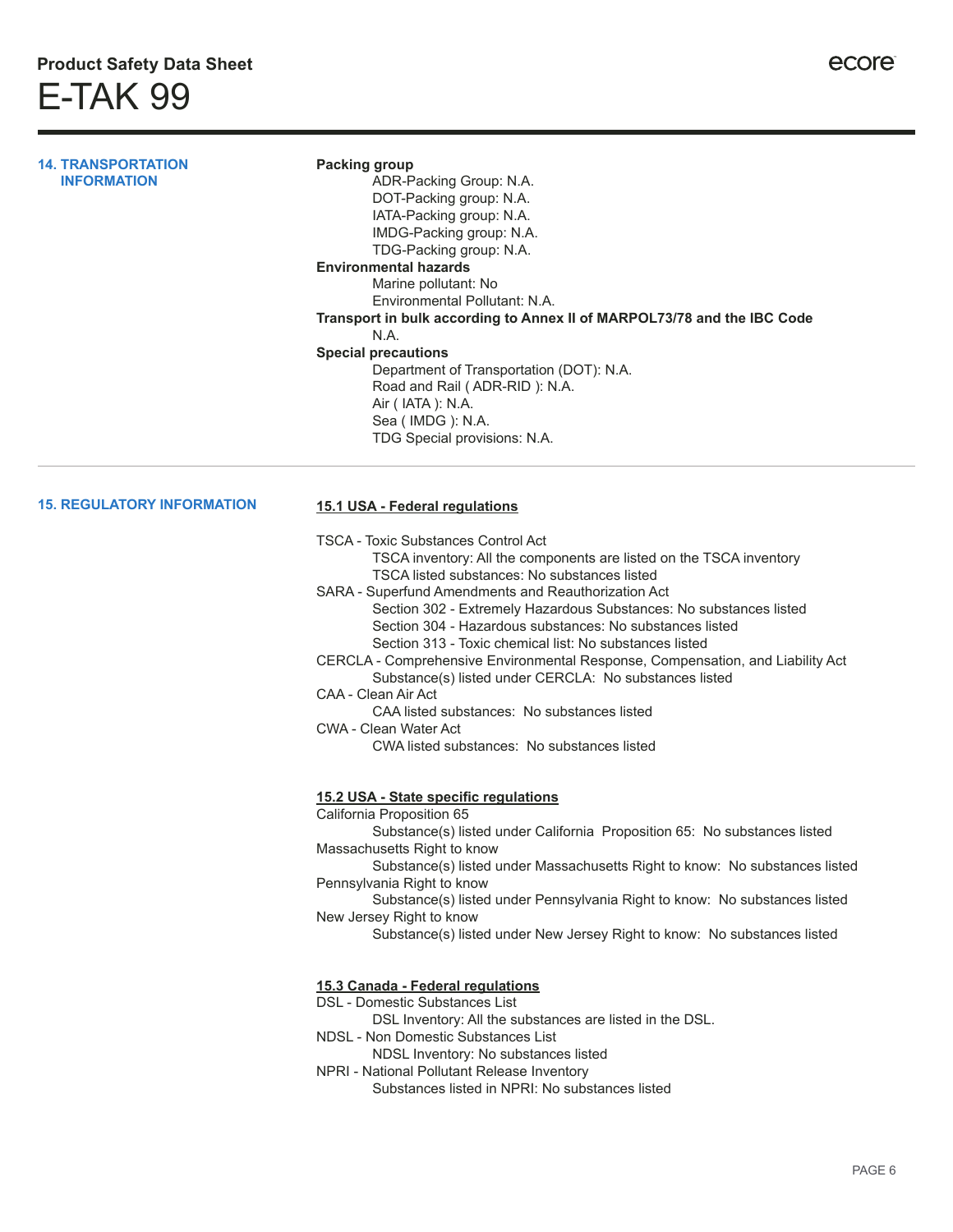## 14. TRANSPORTATION INFORMATION

**Packing group**

- ADR-Packing Group: N.A.
- DOT-Packing group: N.A.
- IATA-Packing group: N.A.
- IMDG-Packing group: N.A.
- TDG-Packing group: N.A.

**Environmental hazards**

- Marine pollutant: No
- Environmental Pollutant: N.A.

**Transport in bulk according to Annex II of MARPOL73/78 and the IBC Code**

N.A.

**Special precautions**

- Department of Transportation (DOT): N.A.
- Road and Rail ( ADR-RID ): N.A.
- Air ( IATA ): N.A.
- Sea ( IMDG ): N.A.
- TDG Special provisions: N.A.

---

## 15. REGULATORY INFORMATION

### 15.1 USA - Federal regulations

TSCA - Toxic Substances Control Act
- TSCA inventory: All the components are listed on the TSCA inventory
- TSCA listed substances: No substances listed

SARA - Superfund Amendments and Reauthorization Act
- Section 302 - Extremely Hazardous Substances: No substances listed
- Section 304 - Hazardous substances: No substances listed
- Section 313 - Toxic chemical list: No substances listed

CERCLA - Comprehensive Environmental Response, Compensation, and Liability Act
- Substance(s) listed under CERCLA: No substances listed

CAA - Clean Air Act
- CAA listed substances: No substances listed

CWA - Clean Water Act
- CWA listed substances: No substances listed

### 15.2 USA - State specific regulations

California Proposition 65
- Substance(s) listed under California Proposition 65: No substances listed

Massachusetts Right to know
- Substance(s) listed under Massachusetts Right to know: No substances listed

Pennsylvania Right to know
- Substance(s) listed under Pennsylvania Right to know: No substances listed

New Jersey Right to know
- Substance(s) listed under New Jersey Right to know: No substances listed

### 15.3 Canada - Federal regulations

DSL - Domestic Substances List
- DSL Inventory: All the substances are listed in the DSL.

NDSL - Non Domestic Substances List
- NDSL Inventory: No substances listed

NPRI - National Pollutant Release Inventory
- Substances listed in NPRI: No substances listed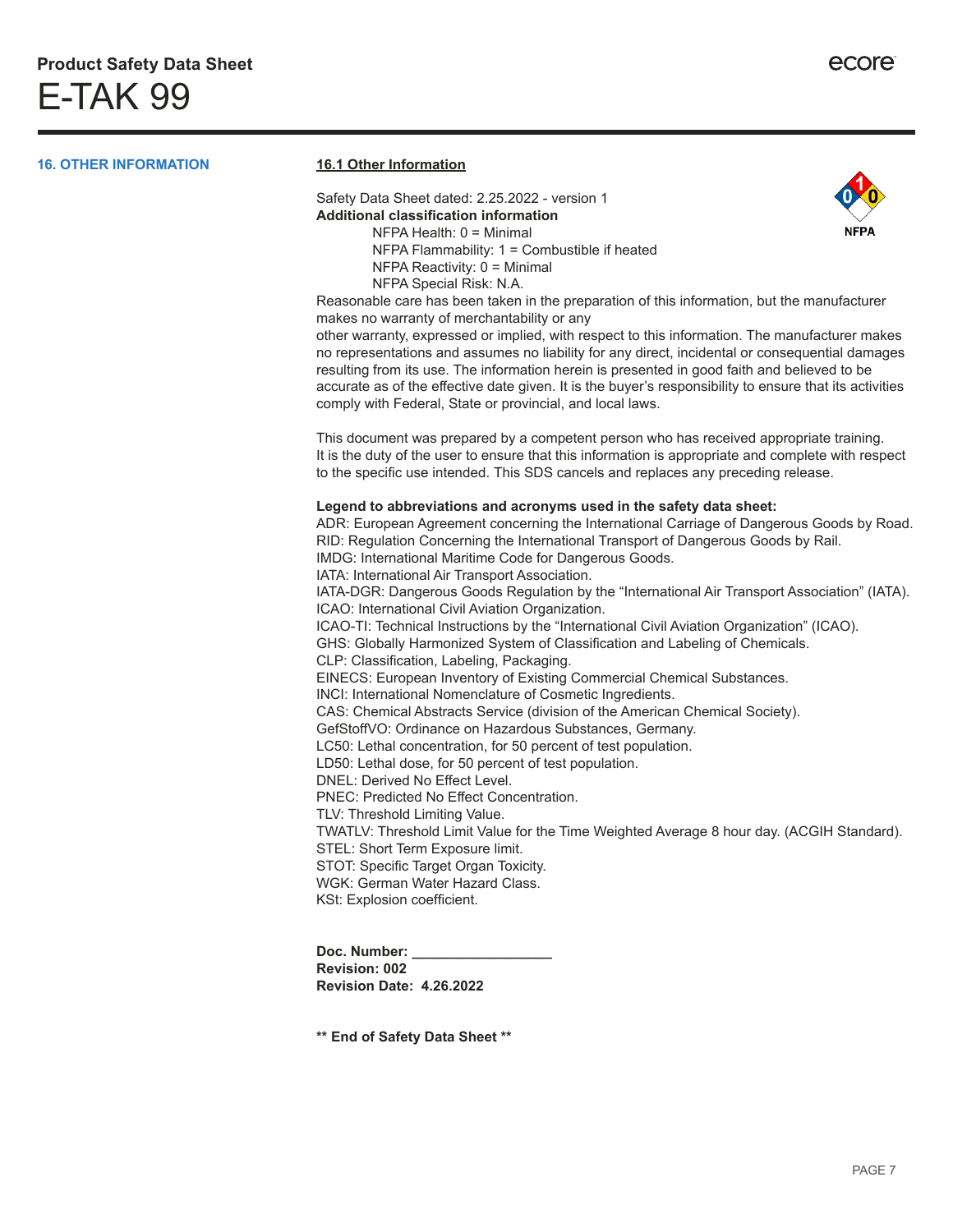# 16. OTHER INFORMATION

## 16.1 Other Information

Safety Data Sheet dated: 2.25.2022 - version 1

**Additional classification information**

NFPA Health: 0 = Minimal
NFPA Flammability: 1 = Combustible if heated
NFPA Reactivity: 0 = Minimal
NFPA Special Risk: N.A.

NFPA

Reasonable care has been taken in the preparation of this information, but the manufacturer makes no warranty of merchantability or any other warranty, expressed or implied, with respect to this information. The manufacturer makes no representations and assumes no liability for any direct, incidental or consequential damages resulting from its use. The information herein is presented in good faith and believed to be accurate as of the effective date given. It is the buyer's responsibility to ensure that its activities comply with Federal, State or provincial, and local laws.

This document was prepared by a competent person who has received appropriate training. It is the duty of the user to ensure that this information is appropriate and complete with respect to the specific use intended. This SDS cancels and replaces any preceding release.

**Legend to abbreviations and acronyms used in the safety data sheet:**

ADR: European Agreement concerning the International Carriage of Dangerous Goods by Road.
RID: Regulation Concerning the International Transport of Dangerous Goods by Rail.
IMDG: International Maritime Code for Dangerous Goods.
IATA: International Air Transport Association.
IATA-DGR: Dangerous Goods Regulation by the "International Air Transport Association" (IATA).
ICAO: International Civil Aviation Organization.
ICAO-TI: Technical Instructions by the "International Civil Aviation Organization" (ICAO).
GHS: Globally Harmonized System of Classification and Labeling of Chemicals.
CLP: Classification, Labeling, Packaging.
EINECS: European Inventory of Existing Commercial Chemical Substances.
INCI: International Nomenclature of Cosmetic Ingredients.
CAS: Chemical Abstracts Service (division of the American Chemical Society).
GefStoffVO: Ordinance on Hazardous Substances, Germany.
LC50: Lethal concentration, for 50 percent of test population.
LD50: Lethal dose, for 50 percent of test population.
DNEL: Derived No Effect Level.
PNEC: Predicted No Effect Concentration.
TLV: Threshold Limiting Value.
TWATLV: Threshold Limit Value for the Time Weighted Average 8 hour day. (ACGIH Standard).
STEL: Short Term Exposure limit.
STOT: Specific Target Organ Toxicity.
WGK: German Water Hazard Class.
KSt: Explosion coefficient.

**Doc. Number: ___________________**
**Revision: 002**
**Revision Date: 4.26.2022**

**\*\* End of Safety Data Sheet \*\***